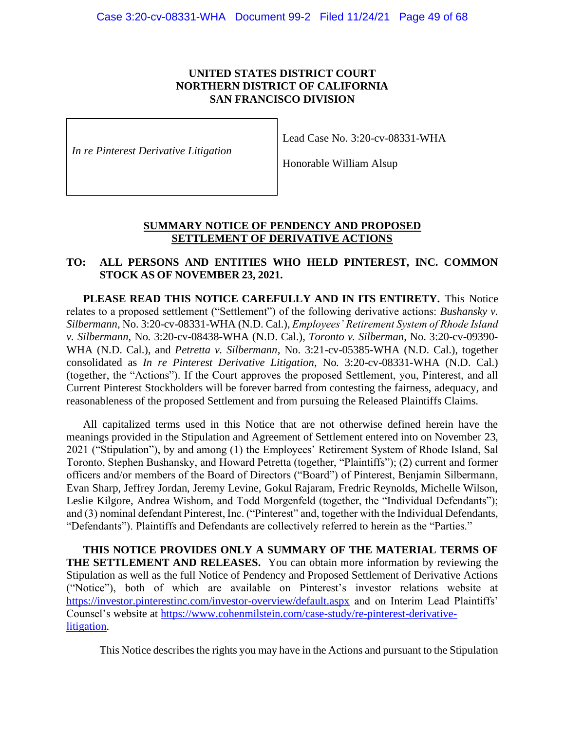**UNITED STATES DISTRICT COURT**
**NORTHERN DISTRICT OF CALIFORNIA**
**SAN FRANCISCO DIVISION**

| | |
|---|---|
| *In re Pinterest Derivative Litigation* | Lead Case No. 3:20-cv-08331-WHA<br><br>Honorable William Alsup |

**SUMMARY NOTICE OF PENDENCY AND PROPOSED SETTLEMENT OF DERIVATIVE ACTIONS**

**TO: ALL PERSONS AND ENTITIES WHO HELD PINTEREST, INC. COMMON STOCK AS OF NOVEMBER 23, 2021.**

**PLEASE READ THIS NOTICE CAREFULLY AND IN ITS ENTIRETY.** This Notice relates to a proposed settlement ("Settlement") of the following derivative actions: *Bushansky v. Silbermann*, No. 3:20-cv-08331-WHA (N.D. Cal.), *Employees' Retirement System of Rhode Island v. Silbermann*, No. 3:20-cv-08438-WHA (N.D. Cal.), *Toronto v. Silberman*, No. 3:20-cv-09390-WHA (N.D. Cal.), and *Petretta v. Silbermann*, No. 3:21-cv-05385-WHA (N.D. Cal.), together consolidated as *In re Pinterest Derivative Litigation*, No. 3:20-cv-08331-WHA (N.D. Cal.) (together, the "Actions"). If the Court approves the proposed Settlement, you, Pinterest, and all Current Pinterest Stockholders will be forever barred from contesting the fairness, adequacy, and reasonableness of the proposed Settlement and from pursuing the Released Plaintiffs Claims.

All capitalized terms used in this Notice that are not otherwise defined herein have the meanings provided in the Stipulation and Agreement of Settlement entered into on November 23, 2021 ("Stipulation"), by and among (1) the Employees' Retirement System of Rhode Island, Sal Toronto, Stephen Bushansky, and Howard Petretta (together, "Plaintiffs"); (2) current and former officers and/or members of the Board of Directors ("Board") of Pinterest, Benjamin Silbermann, Evan Sharp, Jeffrey Jordan, Jeremy Levine, Gokul Rajaram, Fredric Reynolds, Michelle Wilson, Leslie Kilgore, Andrea Wishom, and Todd Morgenfeld (together, the "Individual Defendants"); and (3) nominal defendant Pinterest, Inc. ("Pinterest" and, together with the Individual Defendants, "Defendants"). Plaintiffs and Defendants are collectively referred to herein as the "Parties."

**THIS NOTICE PROVIDES ONLY A SUMMARY OF THE MATERIAL TERMS OF THE SETTLEMENT AND RELEASES.** You can obtain more information by reviewing the Stipulation as well as the full Notice of Pendency and Proposed Settlement of Derivative Actions ("Notice"), both of which are available on Pinterest's investor relations website at https://investor.pinterestinc.com/investor-overview/default.aspx and on Interim Lead Plaintiffs' Counsel's website at https://www.cohenmilstein.com/case-study/re-pinterest-derivative-litigation.

This Notice describes the rights you may have in the Actions and pursuant to the Stipulation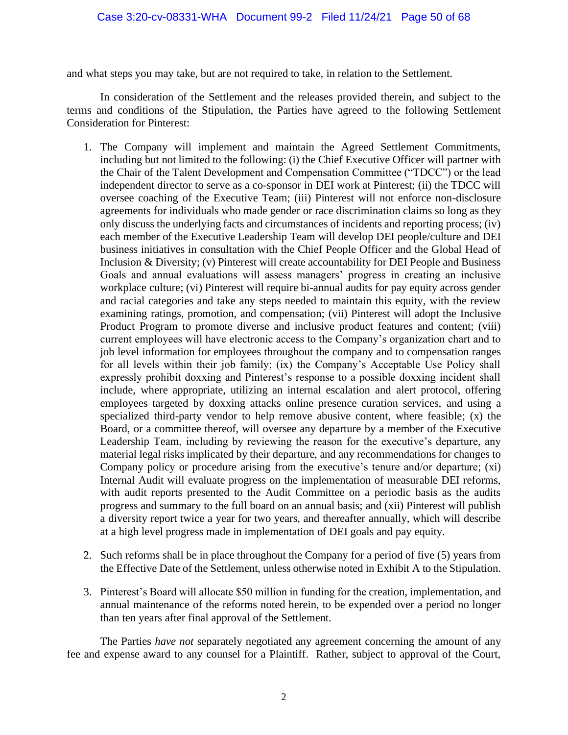and what steps you may take, but are not required to take, in relation to the Settlement.

In consideration of the Settlement and the releases provided therein, and subject to the terms and conditions of the Stipulation, the Parties have agreed to the following Settlement Consideration for Pinterest:

1. The Company will implement and maintain the Agreed Settlement Commitments, including but not limited to the following: (i) the Chief Executive Officer will partner with the Chair of the Talent Development and Compensation Committee ("TDCC") or the lead independent director to serve as a co-sponsor in DEI work at Pinterest; (ii) the TDCC will oversee coaching of the Executive Team; (iii) Pinterest will not enforce non-disclosure agreements for individuals who made gender or race discrimination claims so long as they only discuss the underlying facts and circumstances of incidents and reporting process; (iv) each member of the Executive Leadership Team will develop DEI people/culture and DEI business initiatives in consultation with the Chief People Officer and the Global Head of Inclusion & Diversity; (v) Pinterest will create accountability for DEI People and Business Goals and annual evaluations will assess managers' progress in creating an inclusive workplace culture; (vi) Pinterest will require bi-annual audits for pay equity across gender and racial categories and take any steps needed to maintain this equity, with the review examining ratings, promotion, and compensation; (vii) Pinterest will adopt the Inclusive Product Program to promote diverse and inclusive product features and content; (viii) current employees will have electronic access to the Company's organization chart and to job level information for employees throughout the company and to compensation ranges for all levels within their job family; (ix) the Company's Acceptable Use Policy shall expressly prohibit doxxing and Pinterest's response to a possible doxxing incident shall include, where appropriate, utilizing an internal escalation and alert protocol, offering employees targeted by doxxing attacks online presence curation services, and using a specialized third-party vendor to help remove abusive content, where feasible; (x) the Board, or a committee thereof, will oversee any departure by a member of the Executive Leadership Team, including by reviewing the reason for the executive's departure, any material legal risks implicated by their departure, and any recommendations for changes to Company policy or procedure arising from the executive's tenure and/or departure; (xi) Internal Audit will evaluate progress on the implementation of measurable DEI reforms, with audit reports presented to the Audit Committee on a periodic basis as the audits progress and summary to the full board on an annual basis; and (xii) Pinterest will publish a diversity report twice a year for two years, and thereafter annually, which will describe at a high level progress made in implementation of DEI goals and pay equity.

2. Such reforms shall be in place throughout the Company for a period of five (5) years from the Effective Date of the Settlement, unless otherwise noted in Exhibit A to the Stipulation.

3. Pinterest's Board will allocate $50 million in funding for the creation, implementation, and annual maintenance of the reforms noted herein, to be expended over a period no longer than ten years after final approval of the Settlement.

The Parties *have not* separately negotiated any agreement concerning the amount of any fee and expense award to any counsel for a Plaintiff. Rather, subject to approval of the Court,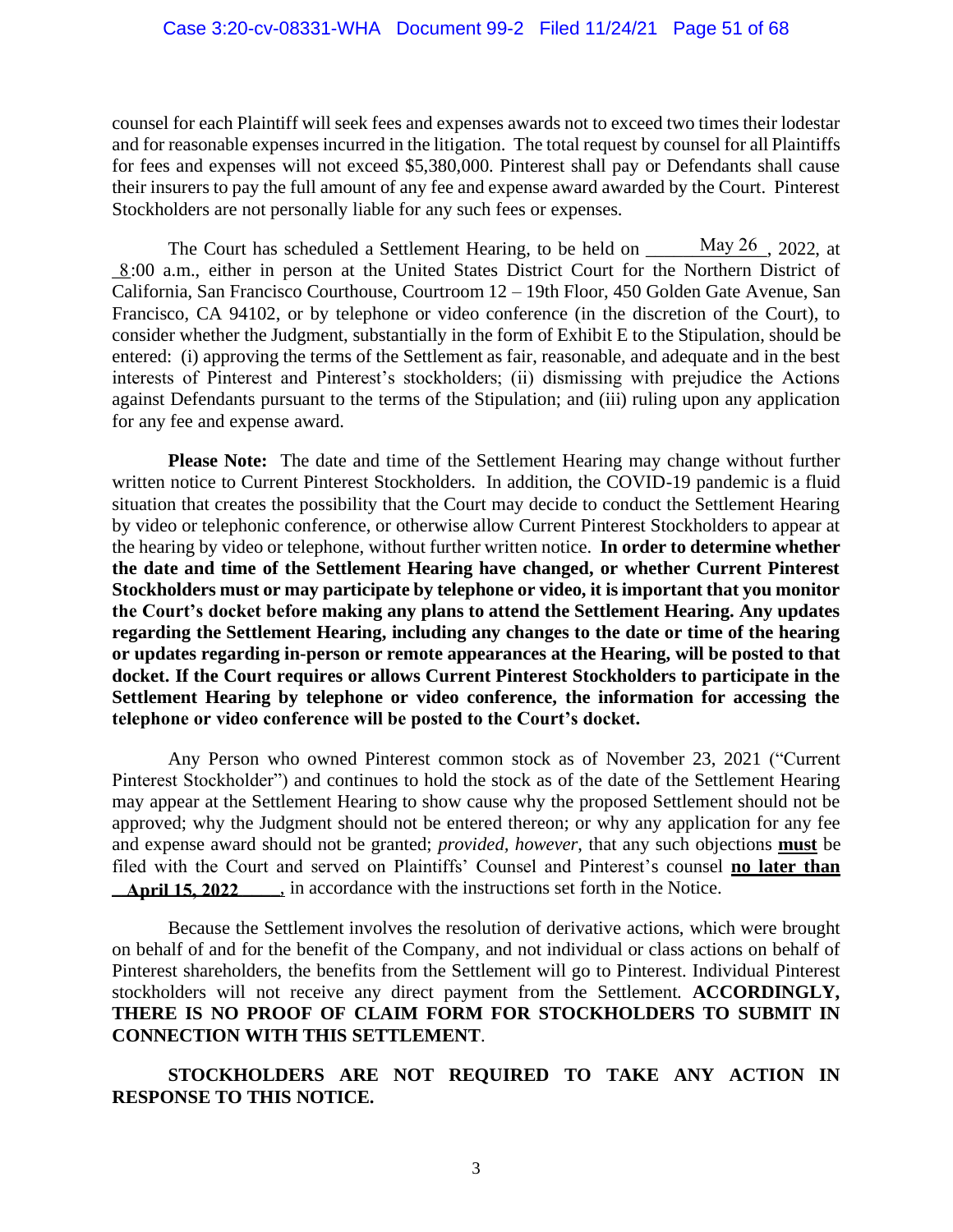counsel for each Plaintiff will seek fees and expenses awards not to exceed two times their lodestar and for reasonable expenses incurred in the litigation. The total request by counsel for all Plaintiffs for fees and expenses will not exceed $5,380,000. Pinterest shall pay or Defendants shall cause their insurers to pay the full amount of any fee and expense award awarded by the Court. Pinterest Stockholders are not personally liable for any such fees or expenses.

The Court has scheduled a Settlement Hearing, to be held on May 26, 2022, at 8:00 a.m., either in person at the United States District Court for the Northern District of California, San Francisco Courthouse, Courtroom 12 – 19th Floor, 450 Golden Gate Avenue, San Francisco, CA 94102, or by telephone or video conference (in the discretion of the Court), to consider whether the Judgment, substantially in the form of Exhibit E to the Stipulation, should be entered: (i) approving the terms of the Settlement as fair, reasonable, and adequate and in the best interests of Pinterest and Pinterest's stockholders; (ii) dismissing with prejudice the Actions against Defendants pursuant to the terms of the Stipulation; and (iii) ruling upon any application for any fee and expense award.

**Please Note:** The date and time of the Settlement Hearing may change without further written notice to Current Pinterest Stockholders. In addition, the COVID-19 pandemic is a fluid situation that creates the possibility that the Court may decide to conduct the Settlement Hearing by video or telephonic conference, or otherwise allow Current Pinterest Stockholders to appear at the hearing by video or telephone, without further written notice. **In order to determine whether the date and time of the Settlement Hearing have changed, or whether Current Pinterest Stockholders must or may participate by telephone or video, it is important that you monitor the Court's docket before making any plans to attend the Settlement Hearing. Any updates regarding the Settlement Hearing, including any changes to the date or time of the hearing or updates regarding in-person or remote appearances at the Hearing, will be posted to that docket. If the Court requires or allows Current Pinterest Stockholders to participate in the Settlement Hearing by telephone or video conference, the information for accessing the telephone or video conference will be posted to the Court's docket.**

Any Person who owned Pinterest common stock as of November 23, 2021 ("Current Pinterest Stockholder") and continues to hold the stock as of the date of the Settlement Hearing may appear at the Settlement Hearing to show cause why the proposed Settlement should not be approved; why the Judgment should not be entered thereon; or why any application for any fee and expense award should not be granted; *provided, however*, that any such objections **must** be filed with the Court and served on Plaintiffs' Counsel and Pinterest's counsel **no later than April 15, 2022**, in accordance with the instructions set forth in the Notice.

Because the Settlement involves the resolution of derivative actions, which were brought on behalf of and for the benefit of the Company, and not individual or class actions on behalf of Pinterest shareholders, the benefits from the Settlement will go to Pinterest. Individual Pinterest stockholders will not receive any direct payment from the Settlement. **ACCORDINGLY, THERE IS NO PROOF OF CLAIM FORM FOR STOCKHOLDERS TO SUBMIT IN CONNECTION WITH THIS SETTLEMENT**.

**STOCKHOLDERS ARE NOT REQUIRED TO TAKE ANY ACTION IN RESPONSE TO THIS NOTICE.**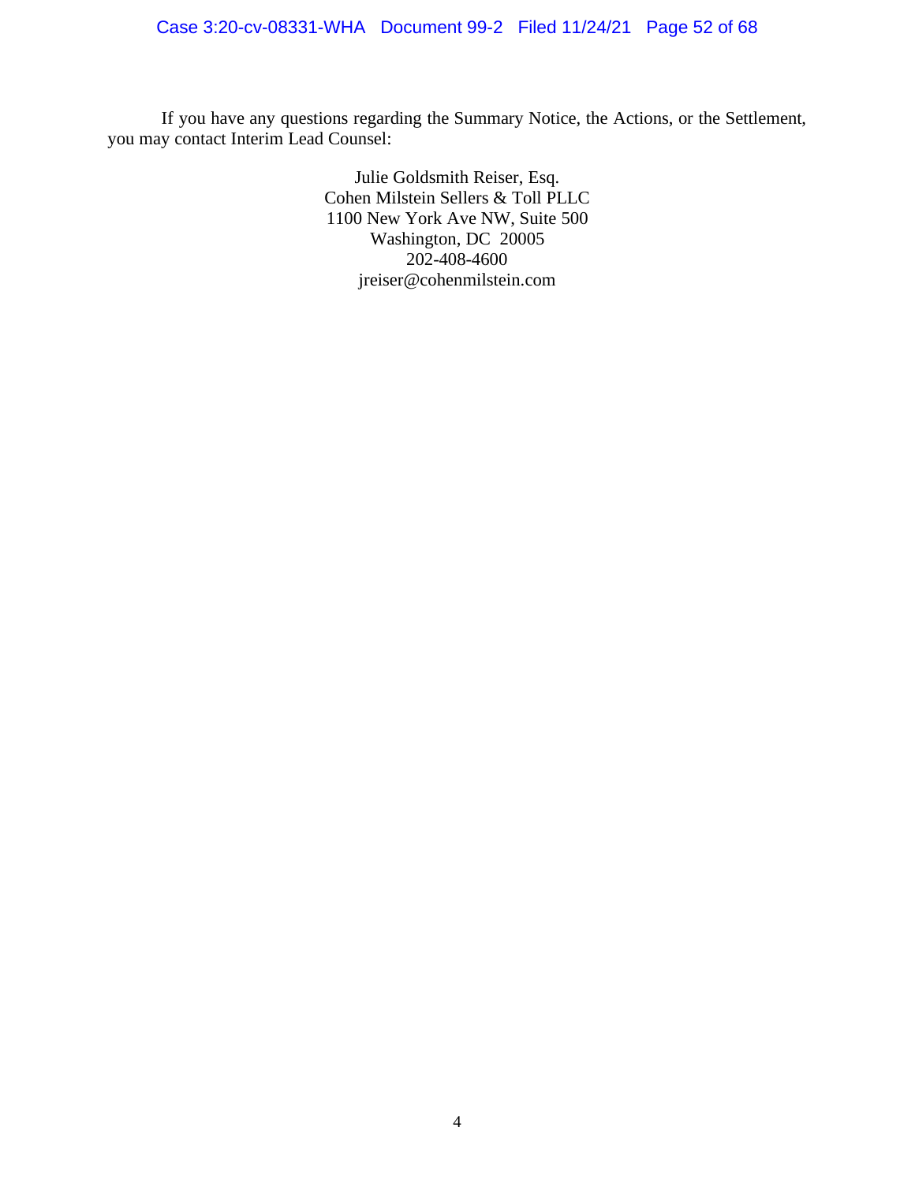If you have any questions regarding the Summary Notice, the Actions, or the Settlement, you may contact Interim Lead Counsel:

Julie Goldsmith Reiser, Esq.  
Cohen Milstein Sellers & Toll PLLC  
1100 New York Ave NW, Suite 500  
Washington, DC 20005  
202-408-4600  
jreiser@cohenmilstein.com